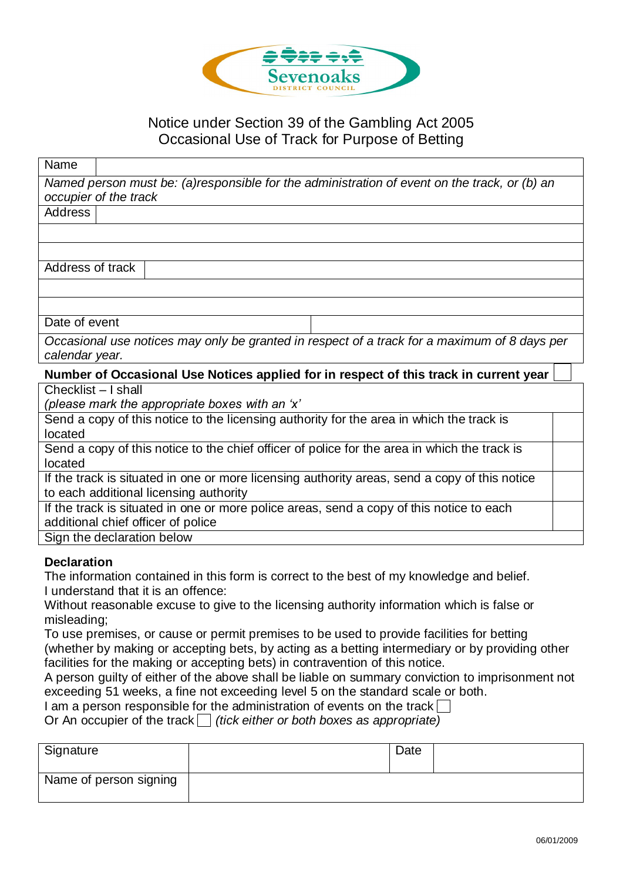Sevenoaks DISTRICT COUNCIL

# Notice under Section 39 of the Gambling Act 2005
## Occasional Use of Track for Purpose of Betting

| Name | |
|---|---|
| *Named person must be: (a)responsible for the administration of event on the track, or (b) an occupier of the track* | |
| Address | |
| | |
| | |
| Address of track | |
| | |
| | |
| Date of event | |
| *Occasional use notices may only be granted in respect of a track for a maximum of 8 days per calendar year.* | |
| **Number of Occasional Use Notices applied for in respect of this track in current year** | ☐ |

| Checklist – I shall *(please mark the appropriate boxes with an 'x'* | |
|---|---|
| Send a copy of this notice to the licensing authority for the area in which the track is located | |
| Send a copy of this notice to the chief officer of police for the area in which the track is located | |
| If the track is situated in one or more licensing authority areas, send a copy of this notice to each additional licensing authority | |
| If the track is situated in one or more police areas, send a copy of this notice to each additional chief officer of police | |
| Sign the declaration below | |

**Declaration**

The information contained in this form is correct to the best of my knowledge and belief.
I understand that it is an offence:
Without reasonable excuse to give to the licensing authority information which is false or misleading;
To use premises, or cause or permit premises to be used to provide facilities for betting (whether by making or accepting bets, by acting as a betting intermediary or by providing other facilities for the making or accepting bets) in contravention of this notice.
A person guilty of either of the above shall be liable on summary conviction to imprisonment not exceeding 51 weeks, a fine not exceeding level 5 on the standard scale or both.
I am a person responsible for the administration of events on the track ☐
Or An occupier of the track ☐ *(tick either or both boxes as appropriate)*

| Signature | | Date | |
|---|---|---|---|
| Name of person signing | | | |

06/01/2009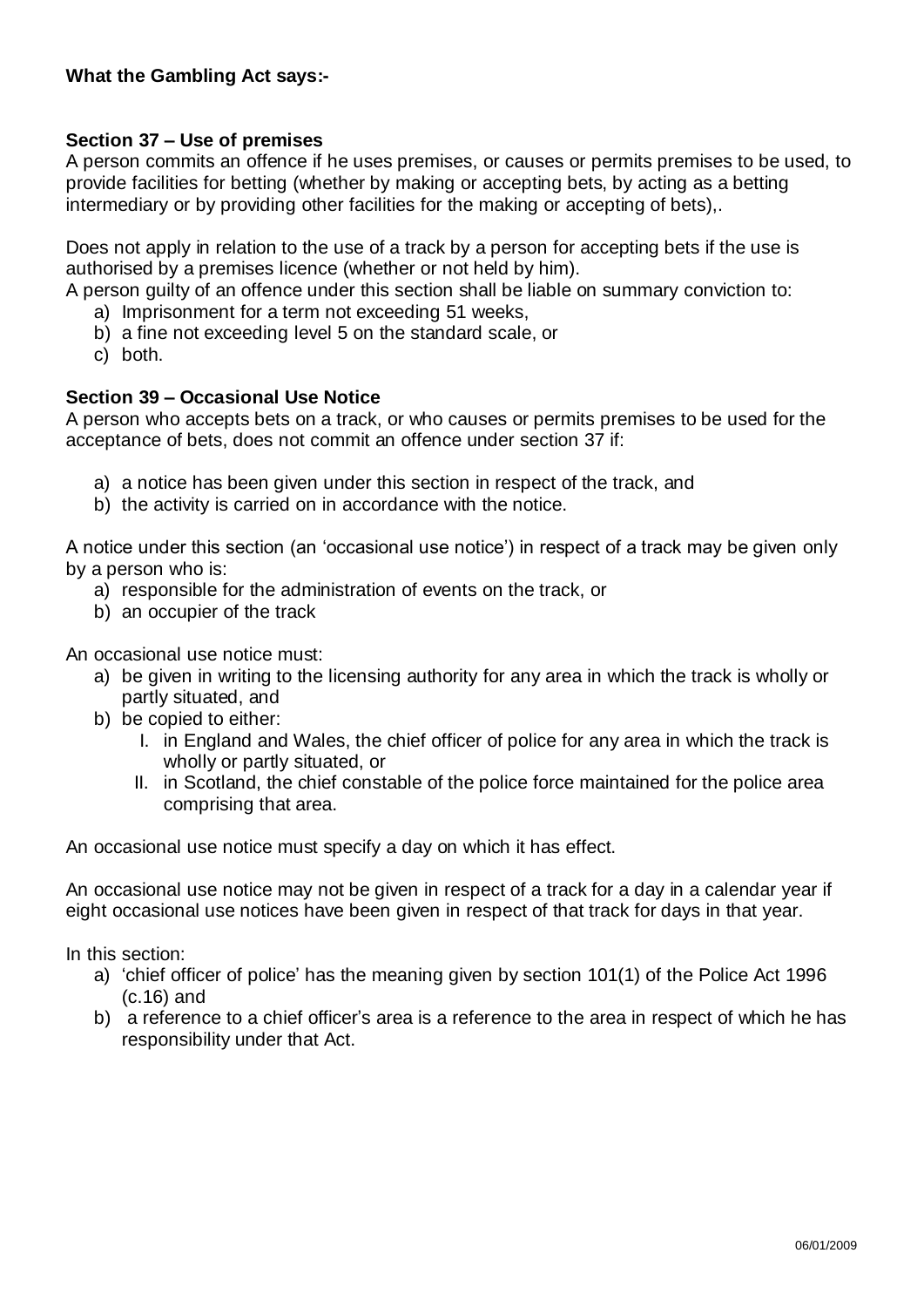**What the Gambling Act says:-**

**Section 37 – Use of premises**

A person commits an offence if he uses premises, or causes or permits premises to be used, to provide facilities for betting (whether by making or accepting bets, by acting as a betting intermediary or by providing other facilities for the making or accepting of bets),.

Does not apply in relation to the use of a track by a person for accepting bets if the use is authorised by a premises licence (whether or not held by him).

A person guilty of an offence under this section shall be liable on summary conviction to:

a) Imprisonment for a term not exceeding 51 weeks,
b) a fine not exceeding level 5 on the standard scale, or
c) both.

**Section 39 – Occasional Use Notice**

A person who accepts bets on a track, or who causes or permits premises to be used for the acceptance of bets, does not commit an offence under section 37 if:

a) a notice has been given under this section in respect of the track, and
b) the activity is carried on in accordance with the notice.

A notice under this section (an 'occasional use notice') in respect of a track may be given only by a person who is:

a) responsible for the administration of events on the track, or
b) an occupier of the track

An occasional use notice must:

a) be given in writing to the licensing authority for any area in which the track is wholly or partly situated, and
b) be copied to either:
   I. in England and Wales, the chief officer of police for any area in which the track is wholly or partly situated, or
   II. in Scotland, the chief constable of the police force maintained for the police area comprising that area.

An occasional use notice must specify a day on which it has effect.

An occasional use notice may not be given in respect of a track for a day in a calendar year if eight occasional use notices have been given in respect of that track for days in that year.

In this section:

a) 'chief officer of police' has the meaning given by section 101(1) of the Police Act 1996 (c.16) and
b) a reference to a chief officer's area is a reference to the area in respect of which he has responsibility under that Act.

06/01/2009